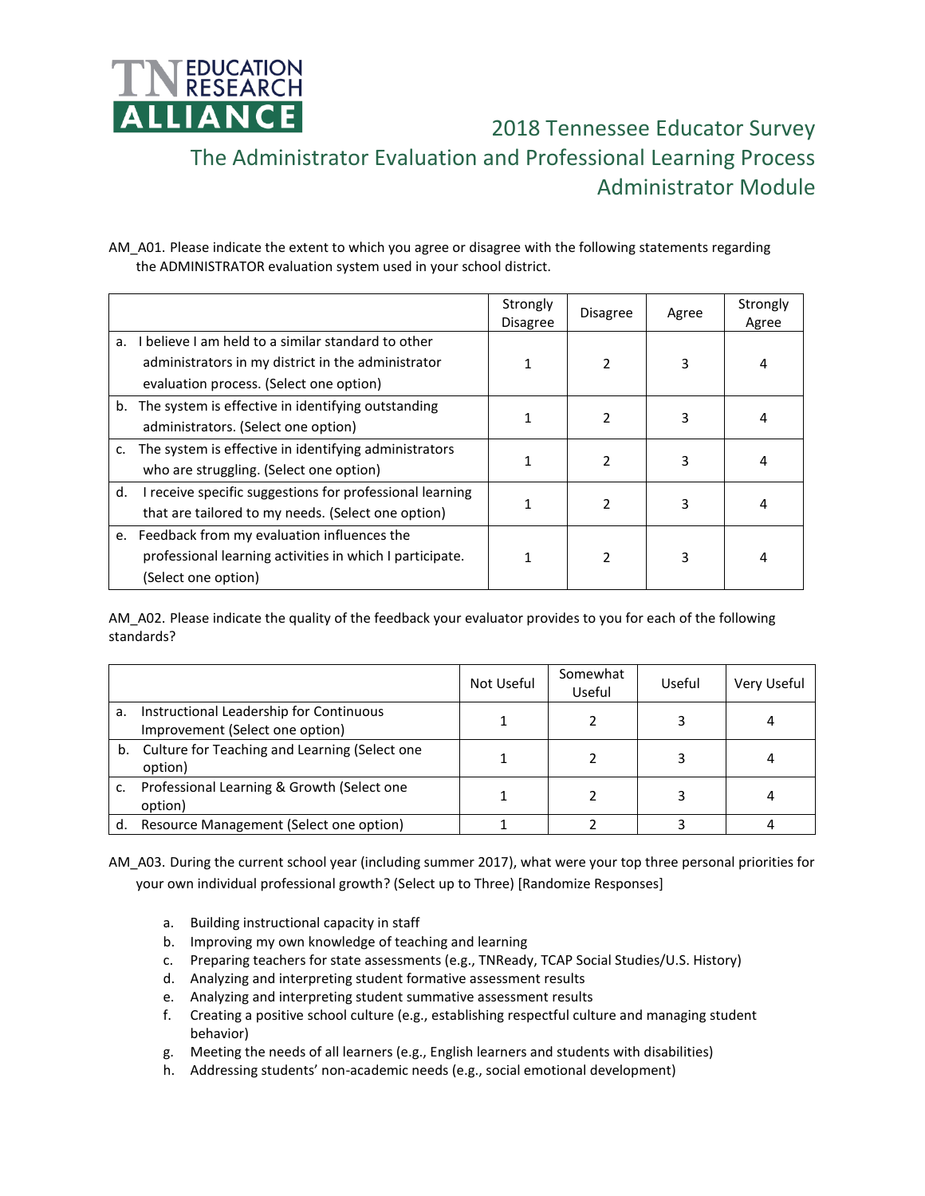TN EDUCATION RESEARCH ALLIANCE

# 2018 Tennessee Educator Survey

## The Administrator Evaluation and Professional Learning Process

## Administrator Module

AM_A01. Please indicate the extent to which you agree or disagree with the following statements regarding the ADMINISTRATOR evaluation system used in your school district.

| | Strongly Disagree | Disagree | Agree | Strongly Agree |
|---|---|---|---|---|
| a. I believe I am held to a similar standard to other administrators in my district in the administrator evaluation process. (Select one option) | 1 | 2 | 3 | 4 |
| b. The system is effective in identifying outstanding administrators. (Select one option) | 1 | 2 | 3 | 4 |
| c. The system is effective in identifying administrators who are struggling. (Select one option) | 1 | 2 | 3 | 4 |
| d. I receive specific suggestions for professional learning that are tailored to my needs. (Select one option) | 1 | 2 | 3 | 4 |
| e. Feedback from my evaluation influences the professional learning activities in which I participate. (Select one option) | 1 | 2 | 3 | 4 |

AM_A02. Please indicate the quality of the feedback your evaluator provides to you for each of the following standards?

| | Not Useful | Somewhat Useful | Useful | Very Useful |
|---|---|---|---|---|
| a. Instructional Leadership for Continuous Improvement (Select one option) | 1 | 2 | 3 | 4 |
| b. Culture for Teaching and Learning (Select one option) | 1 | 2 | 3 | 4 |
| c. Professional Learning & Growth (Select one option) | 1 | 2 | 3 | 4 |
| d. Resource Management (Select one option) | 1 | 2 | 3 | 4 |

AM_A03. During the current school year (including summer 2017), what were your top three personal priorities for your own individual professional growth? (Select up to Three) [Randomize Responses]

a. Building instructional capacity in staff
b. Improving my own knowledge of teaching and learning
c. Preparing teachers for state assessments (e.g., TNReady, TCAP Social Studies/U.S. History)
d. Analyzing and interpreting student formative assessment results
e. Analyzing and interpreting student summative assessment results
f. Creating a positive school culture (e.g., establishing respectful culture and managing student behavior)
g. Meeting the needs of all learners (e.g., English learners and students with disabilities)
h. Addressing students' non-academic needs (e.g., social emotional development)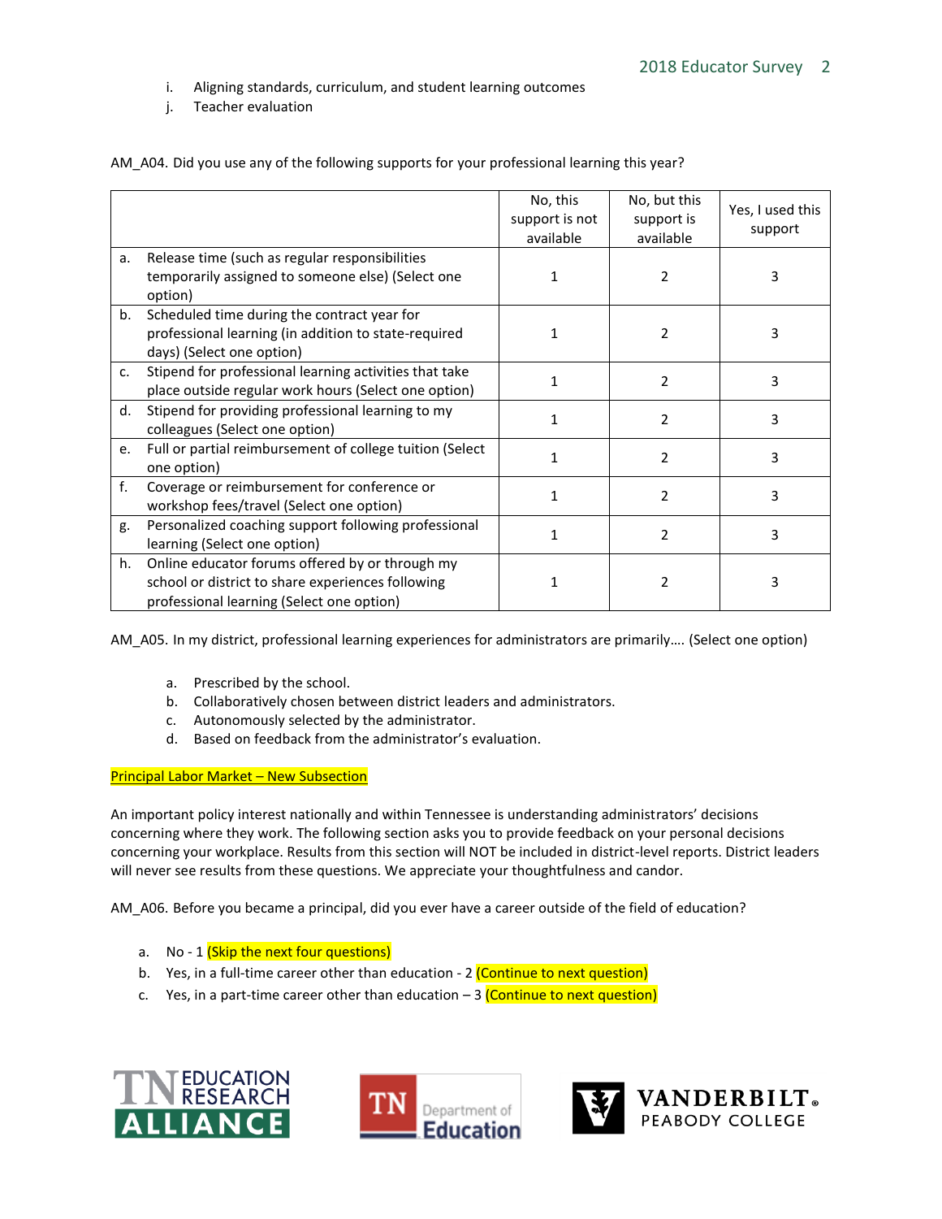i. Aligning standards, curriculum, and student learning outcomes
j. Teacher evaluation

AM_A04. Did you use any of the following supports for your professional learning this year?

| | No, this support is not available | No, but this support is available | Yes, I used this support |
|---|---|---|---|
| a. Release time (such as regular responsibilities temporarily assigned to someone else) (Select one option) | 1 | 2 | 3 |
| b. Scheduled time during the contract year for professional learning (in addition to state-required days) (Select one option) | 1 | 2 | 3 |
| c. Stipend for professional learning activities that take place outside regular work hours (Select one option) | 1 | 2 | 3 |
| d. Stipend for providing professional learning to my colleagues (Select one option) | 1 | 2 | 3 |
| e. Full or partial reimbursement of college tuition (Select one option) | 1 | 2 | 3 |
| f. Coverage or reimbursement for conference or workshop fees/travel (Select one option) | 1 | 2 | 3 |
| g. Personalized coaching support following professional learning (Select one option) | 1 | 2 | 3 |
| h. Online educator forums offered by or through my school or district to share experiences following professional learning (Select one option) | 1 | 2 | 3 |

AM_A05. In my district, professional learning experiences for administrators are primarily…. (Select one option)

a. Prescribed by the school.
b. Collaboratively chosen between district leaders and administrators.
c. Autonomously selected by the administrator.
d. Based on feedback from the administrator's evaluation.

Principal Labor Market – New Subsection

An important policy interest nationally and within Tennessee is understanding administrators' decisions concerning where they work. The following section asks you to provide feedback on your personal decisions concerning your workplace. Results from this section will NOT be included in district-level reports. District leaders will never see results from these questions. We appreciate your thoughtfulness and candor.

AM_A06. Before you became a principal, did you ever have a career outside of the field of education?

a. No - 1 (Skip the next four questions)
b. Yes, in a full-time career other than education - 2 (Continue to next question)
c. Yes, in a part-time career other than education – 3 (Continue to next question)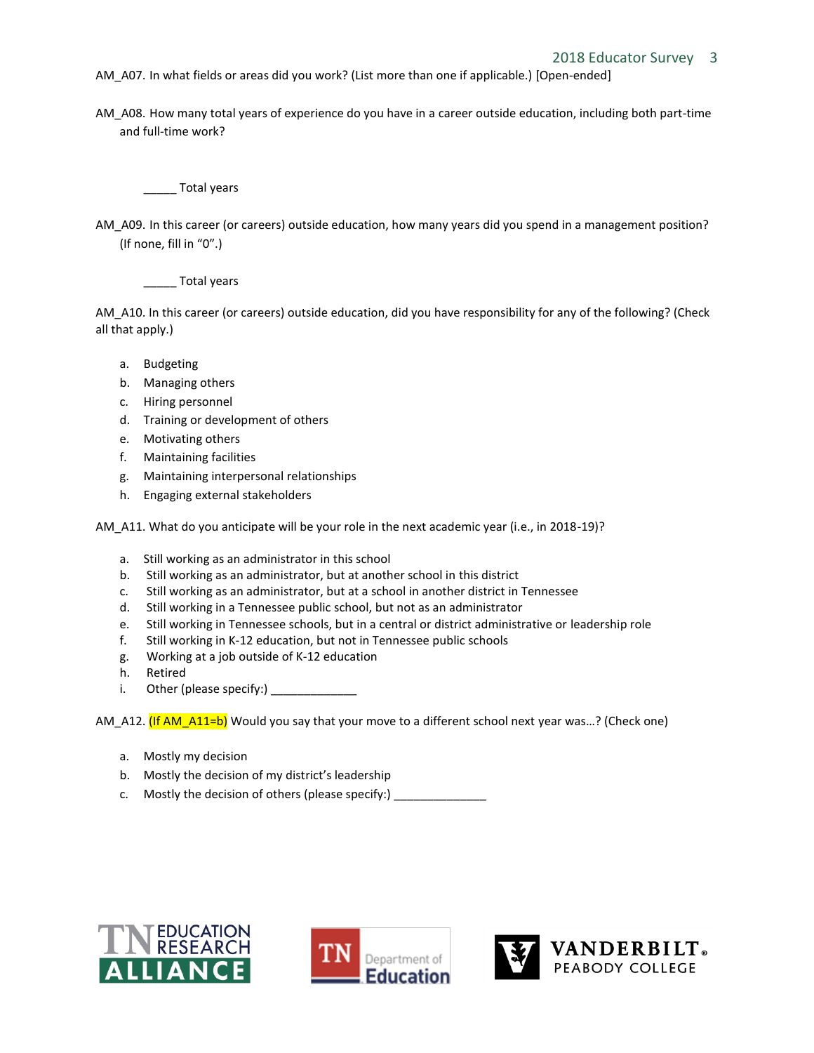AM_A07. In what fields or areas did you work? (List more than one if applicable.) [Open-ended]

AM_A08. How many total years of experience do you have in a career outside education, including both part-time and full-time work?

_____ Total years

AM_A09. In this career (or careers) outside education, how many years did you spend in a management position? (If none, fill in "0".)

_____ Total years

AM_A10. In this career (or careers) outside education, did you have responsibility for any of the following? (Check all that apply.)

a. Budgeting
b. Managing others
c. Hiring personnel
d. Training or development of others
e. Motivating others
f. Maintaining facilities
g. Maintaining interpersonal relationships
h. Engaging external stakeholders

AM_A11. What do you anticipate will be your role in the next academic year (i.e., in 2018-19)?

a. Still working as an administrator in this school
b. Still working as an administrator, but at another school in this district
c. Still working as an administrator, but at a school in another district in Tennessee
d. Still working in a Tennessee public school, but not as an administrator
e. Still working in Tennessee schools, but in a central or district administrative or leadership role
f. Still working in K-12 education, but not in Tennessee public schools
g. Working at a job outside of K-12 education
h. Retired
i. Other (please specify:) _____________

AM_A12. (If AM_A11=b) Would you say that your move to a different school next year was…? (Check one)

a. Mostly my decision
b. Mostly the decision of my district's leadership
c. Mostly the decision of others (please specify:) ______________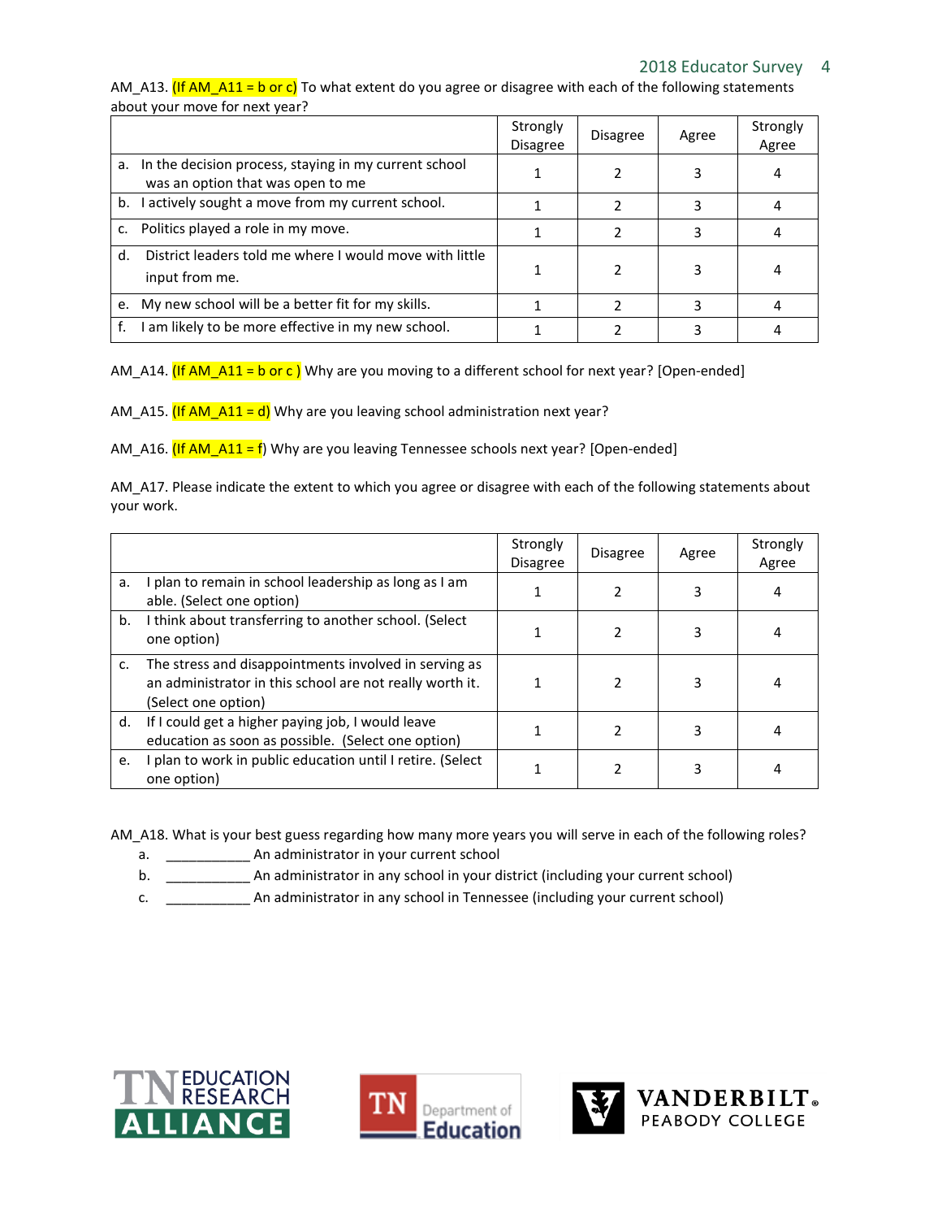AM_A13. (If AM_A11 = b or c) To what extent do you agree or disagree with each of the following statements about your move for next year?

| | Strongly Disagree | Disagree | Agree | Strongly Agree |
|---|---|---|---|---|
| a. In the decision process, staying in my current school was an option that was open to me | 1 | 2 | 3 | 4 |
| b. I actively sought a move from my current school. | 1 | 2 | 3 | 4 |
| c. Politics played a role in my move. | 1 | 2 | 3 | 4 |
| d. District leaders told me where I would move with little input from me. | 1 | 2 | 3 | 4 |
| e. My new school will be a better fit for my skills. | 1 | 2 | 3 | 4 |
| f. I am likely to be more effective in my new school. | 1 | 2 | 3 | 4 |

AM_A14. (If AM_A11 = b or c ) Why are you moving to a different school for next year? [Open-ended]

AM_A15. (If AM_A11 = d) Why are you leaving school administration next year?

AM_A16. (If AM_A11 = f) Why are you leaving Tennessee schools next year? [Open-ended]

AM_A17. Please indicate the extent to which you agree or disagree with each of the following statements about your work.

| | Strongly Disagree | Disagree | Agree | Strongly Agree |
|---|---|---|---|---|
| a. I plan to remain in school leadership as long as I am able. (Select one option) | 1 | 2 | 3 | 4 |
| b. I think about transferring to another school. (Select one option) | 1 | 2 | 3 | 4 |
| c. The stress and disappointments involved in serving as an administrator in this school are not really worth it. (Select one option) | 1 | 2 | 3 | 4 |
| d. If I could get a higher paying job, I would leave education as soon as possible. (Select one option) | 1 | 2 | 3 | 4 |
| e. I plan to work in public education until I retire. (Select one option) | 1 | 2 | 3 | 4 |

AM_A18. What is your best guess regarding how many more years you will serve in each of the following roles?

a. ___________ An administrator in your current school

b. ___________ An administrator in any school in your district (including your current school)

c. ___________ An administrator in any school in Tennessee (including your current school)